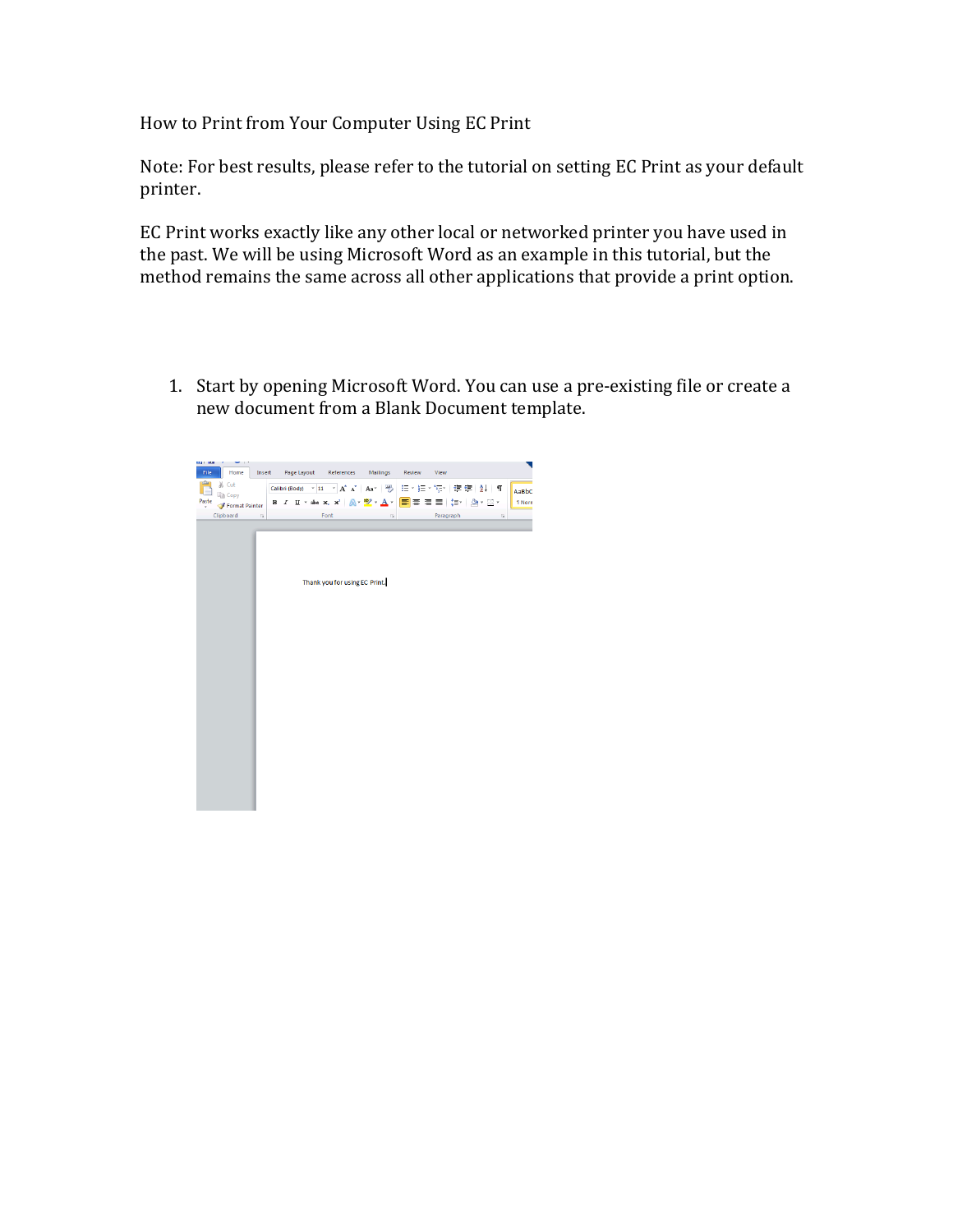# How to Print from Your Computer Using EC Print

Note: For best results, please refer to the tutorial on setting EC Print as your default printer.

EC Print works exactly like any other local or networked printer you have used in the past. We will be using Microsoft Word as an example in this tutorial, but the method remains the same across all other applications that provide a print option.

1. Start by opening Microsoft Word. You can use a pre-existing file or create a new document from a Blank Document template.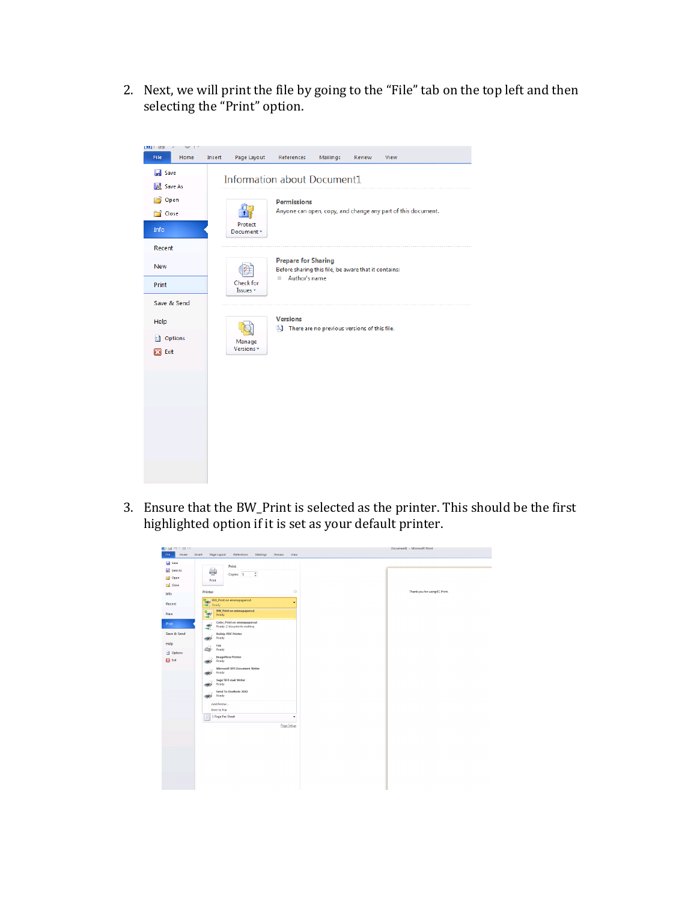2. Next, we will print the file by going to the "File" tab on the top left and then selecting the "Print" option.

3. Ensure that the BW_Print is selected as the printer. This should be the first highlighted option if it is set as your default printer.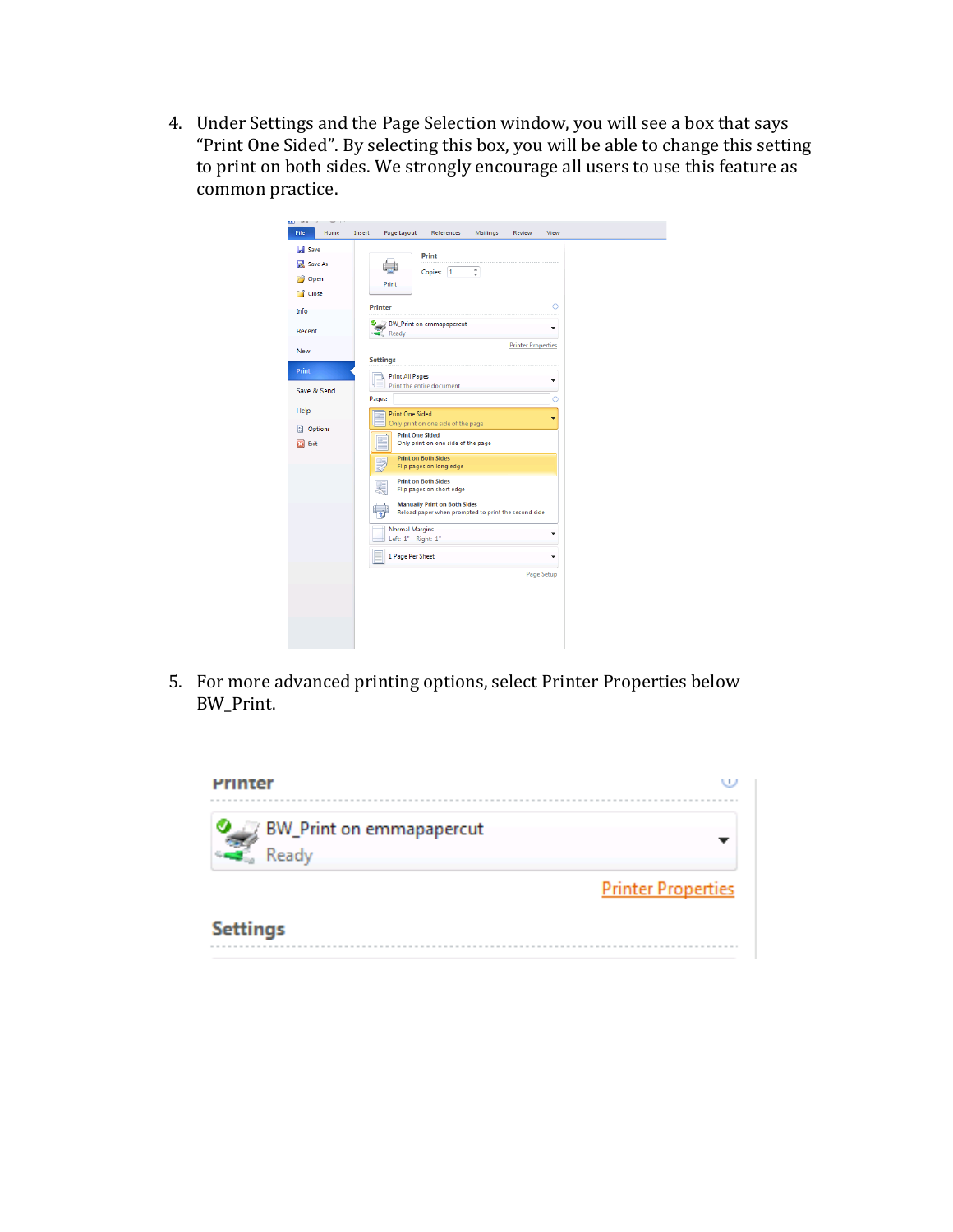4. Under Settings and the Page Selection window, you will see a box that says "Print One Sided". By selecting this box, you will be able to change this setting to print on both sides. We strongly encourage all users to use this feature as common practice.

5. For more advanced printing options, select Printer Properties below BW_Print.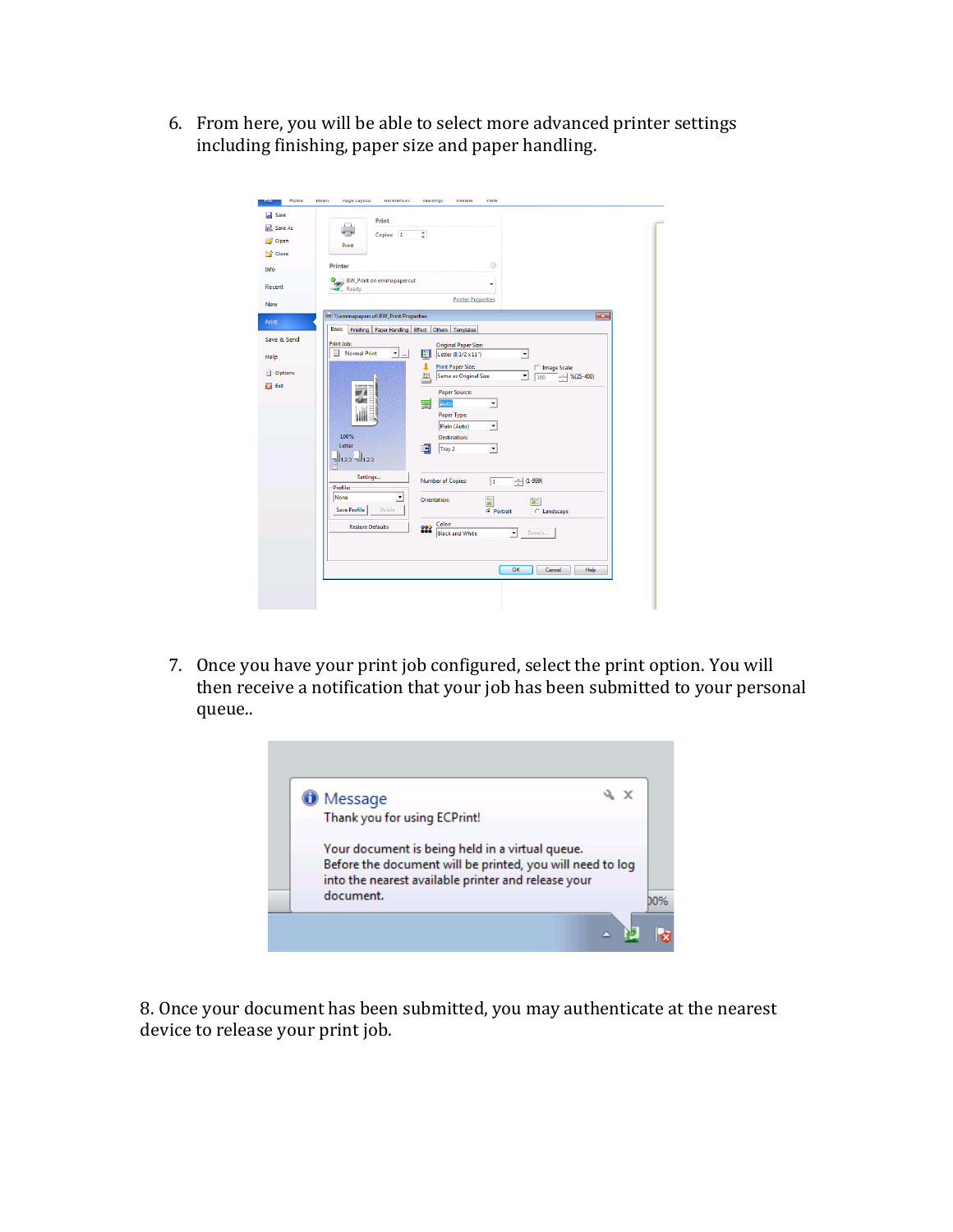6. From here, you will be able to select more advanced printer settings including finishing, paper size and paper handling.

7. Once you have your print job configured, select the print option. You will then receive a notification that your job has been submitted to your personal queue..

8. Once your document has been submitted, you may authenticate at the nearest device to release your print job.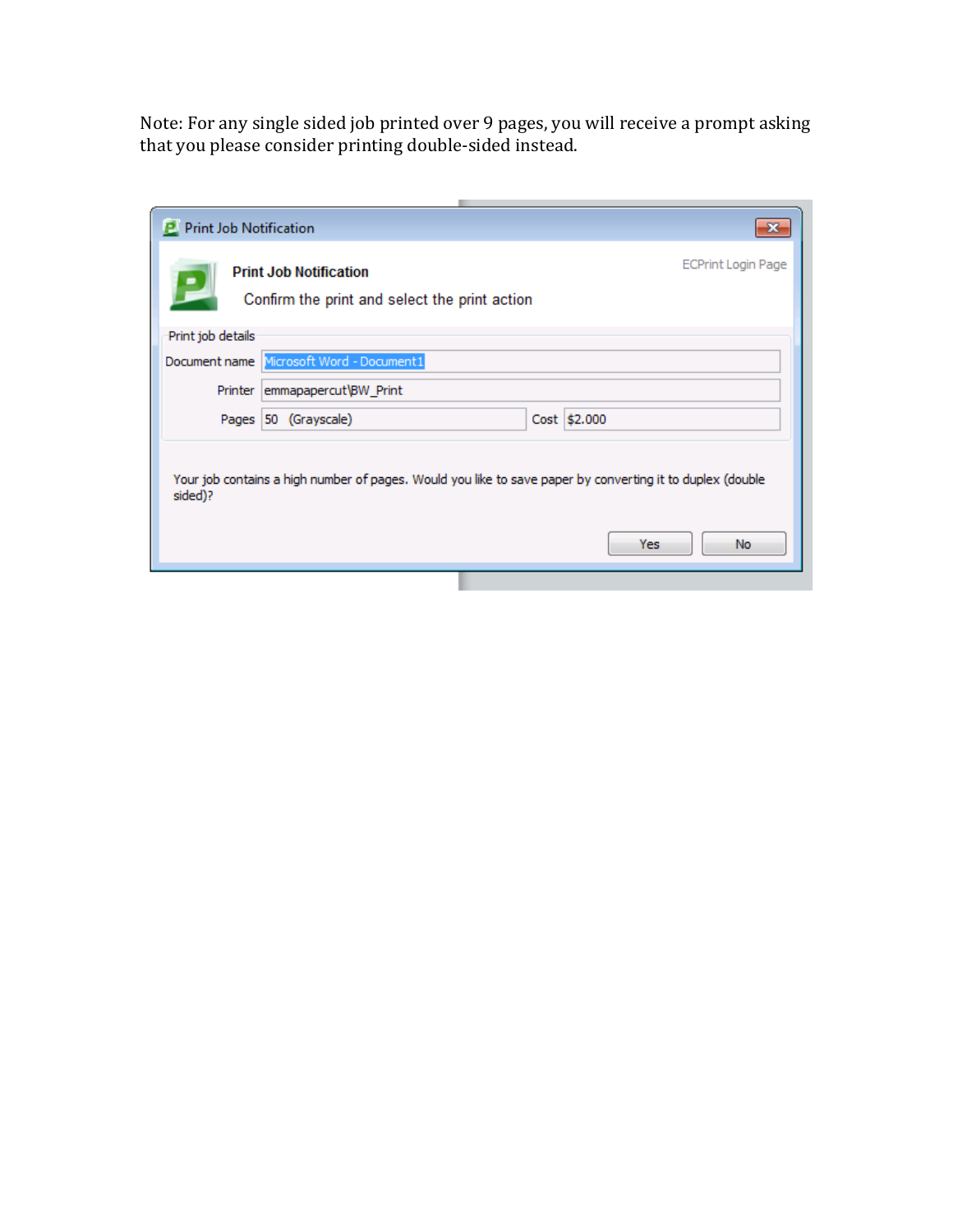Note: For any single sided job printed over 9 pages, you will receive a prompt asking that you please consider printing double-sided instead.

Print Job Notification

**Print Job Notification**

ECPrint Login Page

Confirm the print and select the print action

Print job details

Document name Microsoft Word - Document1

Printer emmapapercut\BW_Print

Pages 50 (Grayscale) Cost $2.000

Your job contains a high number of pages. Would you like to save paper by converting it to duplex (double sided)?

Yes No